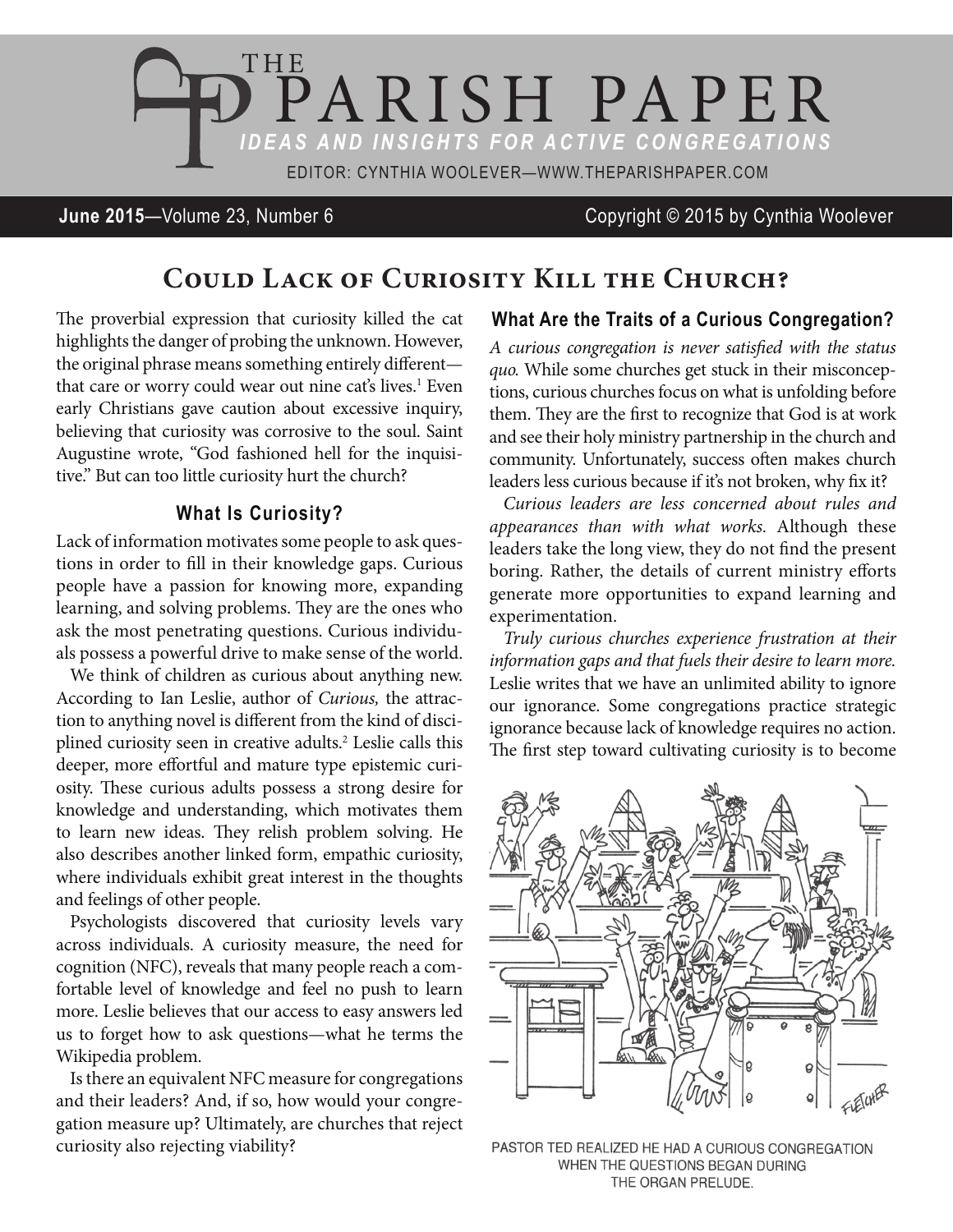# THE PARISH PAPER

***IDEAS AND INSIGHTS FOR ACTIVE CONGREGATIONS***

EDITOR: CYNTHIA WOOLEVER—WWW.THEPARISHPAPER.COM

**June 2015**—Volume 23, Number 6 — Copyright © 2015 by Cynthia Woolever

## Could Lack of Curiosity Kill the Church?

The proverbial expression that curiosity killed the cat highlights the danger of probing the unknown. However, the original phrase means something entirely different—that care or worry could wear out nine cat's lives.[1] Even early Christians gave caution about excessive inquiry, believing that curiosity was corrosive to the soul. Saint Augustine wrote, "God fashioned hell for the inquisitive." But can too little curiosity hurt the church?

### What Is Curiosity?

Lack of information motivates some people to ask questions in order to fill in their knowledge gaps. Curious people have a passion for knowing more, expanding learning, and solving problems. They are the ones who ask the most penetrating questions. Curious individuals possess a powerful drive to make sense of the world.

We think of children as curious about anything new. According to Ian Leslie, author of *Curious,* the attraction to anything novel is different from the kind of disciplined curiosity seen in creative adults.[2] Leslie calls this deeper, more effortful and mature type epistemic curiosity. These curious adults possess a strong desire for knowledge and understanding, which motivates them to learn new ideas. They relish problem solving. He also describes another linked form, empathic curiosity, where individuals exhibit great interest in the thoughts and feelings of other people.

Psychologists discovered that curiosity levels vary across individuals. A curiosity measure, the need for cognition (NFC), reveals that many people reach a comfortable level of knowledge and feel no push to learn more. Leslie believes that our access to easy answers led us to forget how to ask questions—what he terms the Wikipedia problem.

Is there an equivalent NFC measure for congregations and their leaders? And, if so, how would your congregation measure up? Ultimately, are churches that reject curiosity also rejecting viability?

### What Are the Traits of a Curious Congregation?

*A curious congregation is never satisfied with the status quo.* While some churches get stuck in their misconceptions, curious churches focus on what is unfolding before them. They are the first to recognize that God is at work and see their holy ministry partnership in the church and community. Unfortunately, success often makes church leaders less curious because if it's not broken, why fix it?

*Curious leaders are less concerned about rules and appearances than with what works.* Although these leaders take the long view, they do not find the present boring. Rather, the details of current ministry efforts generate more opportunities to expand learning and experimentation.

*Truly curious churches experience frustration at their information gaps and that fuels their desire to learn more.* Leslie writes that we have an unlimited ability to ignore our ignorance. Some congregations practice strategic ignorance because lack of knowledge requires no action. The first step toward cultivating curiosity is to become

PASTOR TED REALIZED HE HAD A CURIOUS CONGREGATION WHEN THE QUESTIONS BEGAN DURING THE ORGAN PRELUDE.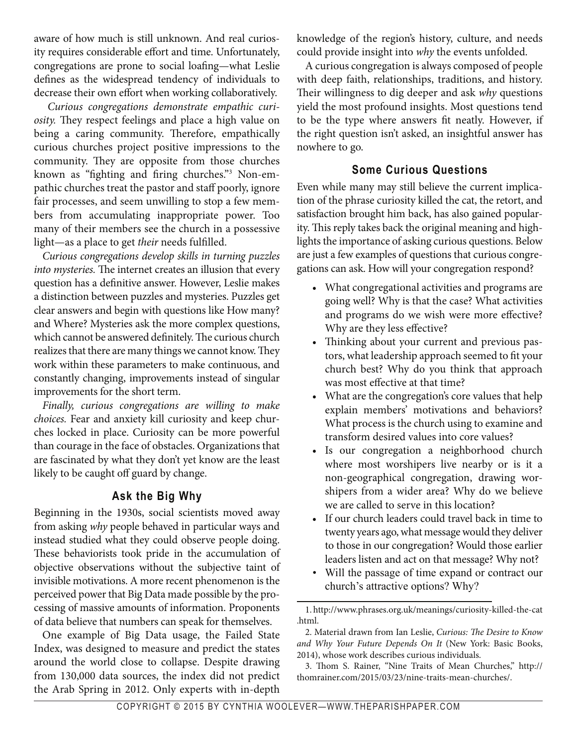aware of how much is still unknown. And real curiosity requires considerable effort and time. Unfortunately, congregations are prone to social loafing—what Leslie defines as the widespread tendency of individuals to decrease their own effort when working collaboratively.

*Curious congregations demonstrate empathic curiosity.* They respect feelings and place a high value on being a caring community. Therefore, empathically curious churches project positive impressions to the community. They are opposite from those churches known as "fighting and firing churches."[3] Non-empathic churches treat the pastor and staff poorly, ignore fair processes, and seem unwilling to stop a few members from accumulating inappropriate power. Too many of their members see the church in a possessive light—as a place to get *their* needs fulfilled.

*Curious congregations develop skills in turning puzzles into mysteries.* The internet creates an illusion that every question has a definitive answer. However, Leslie makes a distinction between puzzles and mysteries. Puzzles get clear answers and begin with questions like How many? and Where? Mysteries ask the more complex questions, which cannot be answered definitely. The curious church realizes that there are many things we cannot know. They work within these parameters to make continuous, and constantly changing, improvements instead of singular improvements for the short term.

*Finally, curious congregations are willing to make choices.* Fear and anxiety kill curiosity and keep churches locked in place. Curiosity can be more powerful than courage in the face of obstacles. Organizations that are fascinated by what they don't yet know are the least likely to be caught off guard by change.

## Ask the Big Why

Beginning in the 1930s, social scientists moved away from asking *why* people behaved in particular ways and instead studied what they could observe people doing. These behaviorists took pride in the accumulation of objective observations without the subjective taint of invisible motivations. A more recent phenomenon is the perceived power that Big Data made possible by the processing of massive amounts of information. Proponents of data believe that numbers can speak for themselves.

One example of Big Data usage, the Failed State Index, was designed to measure and predict the states around the world close to collapse. Despite drawing from 130,000 data sources, the index did not predict the Arab Spring in 2012. Only experts with in-depth knowledge of the region's history, culture, and needs could provide insight into *why* the events unfolded.

A curious congregation is always composed of people with deep faith, relationships, traditions, and history. Their willingness to dig deeper and ask *why* questions yield the most profound insights. Most questions tend to be the type where answers fit neatly. However, if the right question isn't asked, an insightful answer has nowhere to go.

## Some Curious Questions

Even while many may still believe the current implication of the phrase curiosity killed the cat, the retort, and satisfaction brought him back, has also gained popularity. This reply takes back the original meaning and highlights the importance of asking curious questions. Below are just a few examples of questions that curious congregations can ask. How will your congregation respond?

- What congregational activities and programs are going well? Why is that the case? What activities and programs do we wish were more effective? Why are they less effective?
- Thinking about your current and previous pastors, what leadership approach seemed to fit your church best? Why do you think that approach was most effective at that time?
- What are the congregation's core values that help explain members' motivations and behaviors? What process is the church using to examine and transform desired values into core values?
- Is our congregation a neighborhood church where most worshipers live nearby or is it a non-geographical congregation, drawing worshipers from a wider area? Why do we believe we are called to serve in this location?
- If our church leaders could travel back in time to twenty years ago, what message would they deliver to those in our congregation? Would those earlier leaders listen and act on that message? Why not?
- Will the passage of time expand or contract our church's attractive options? Why?

---

1. http://www.phrases.org.uk/meanings/curiosity-killed-the-cat.html.

2. Material drawn from Ian Leslie, *Curious: The Desire to Know and Why Your Future Depends On It* (New York: Basic Books, 2014), whose work describes curious individuals.

3. Thom S. Rainer, "Nine Traits of Mean Churches," http://thomrainer.com/2015/03/23/nine-traits-mean-churches/.

COPYRIGHT © 2015 BY CYNTHIA WOOLEVER—WWW.THEPARISHPAPER.COM